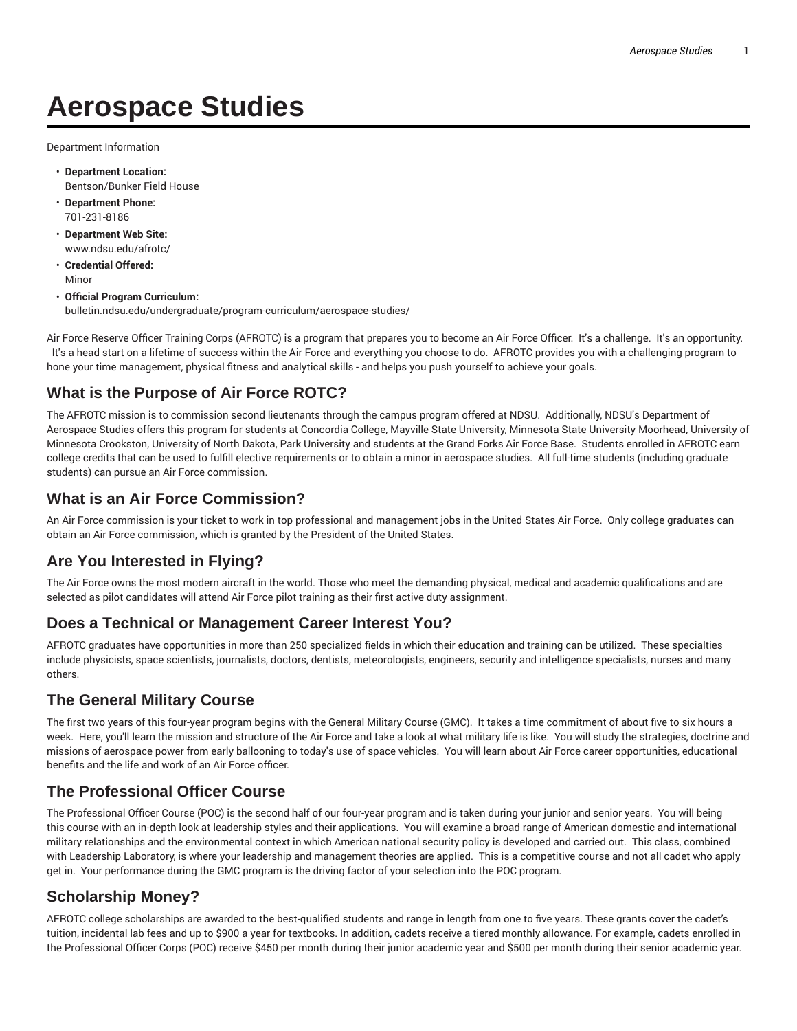# Aerospace Studies

Department Information

- **Department Location:**
  Bentson/Bunker Field House
- **Department Phone:**
  701-231-8186
- **Department Web Site:**
  www.ndsu.edu/afrotc/
- **Credential Offered:**
  Minor
- **Official Program Curriculum:**
  bulletin.ndsu.edu/undergraduate/program-curriculum/aerospace-studies/

Air Force Reserve Officer Training Corps (AFROTC) is a program that prepares you to become an Air Force Officer. It's a challenge. It's an opportunity. It's a head start on a lifetime of success within the Air Force and everything you choose to do. AFROTC provides you with a challenging program to hone your time management, physical fitness and analytical skills - and helps you push yourself to achieve your goals.

## What is the Purpose of Air Force ROTC?

The AFROTC mission is to commission second lieutenants through the campus program offered at NDSU. Additionally, NDSU's Department of Aerospace Studies offers this program for students at Concordia College, Mayville State University, Minnesota State University Moorhead, University of Minnesota Crookston, University of North Dakota, Park University and students at the Grand Forks Air Force Base. Students enrolled in AFROTC earn college credits that can be used to fulfill elective requirements or to obtain a minor in aerospace studies. All full-time students (including graduate students) can pursue an Air Force commission.

## What is an Air Force Commission?

An Air Force commission is your ticket to work in top professional and management jobs in the United States Air Force. Only college graduates can obtain an Air Force commission, which is granted by the President of the United States.

## Are You Interested in Flying?

The Air Force owns the most modern aircraft in the world. Those who meet the demanding physical, medical and academic qualifications and are selected as pilot candidates will attend Air Force pilot training as their first active duty assignment.

## Does a Technical or Management Career Interest You?

AFROTC graduates have opportunities in more than 250 specialized fields in which their education and training can be utilized. These specialties include physicists, space scientists, journalists, doctors, dentists, meteorologists, engineers, security and intelligence specialists, nurses and many others.

## The General Military Course

The first two years of this four-year program begins with the General Military Course (GMC). It takes a time commitment of about five to six hours a week. Here, you'll learn the mission and structure of the Air Force and take a look at what military life is like. You will study the strategies, doctrine and missions of aerospace power from early ballooning to today's use of space vehicles. You will learn about Air Force career opportunities, educational benefits and the life and work of an Air Force officer.

## The Professional Officer Course

The Professional Officer Course (POC) is the second half of our four-year program and is taken during your junior and senior years. You will being this course with an in-depth look at leadership styles and their applications. You will examine a broad range of American domestic and international military relationships and the environmental context in which American national security policy is developed and carried out. This class, combined with Leadership Laboratory, is where your leadership and management theories are applied. This is a competitive course and not all cadet who apply get in. Your performance during the GMC program is the driving factor of your selection into the POC program.

## Scholarship Money?

AFROTC college scholarships are awarded to the best-qualified students and range in length from one to five years. These grants cover the cadet's tuition, incidental lab fees and up to $900 a year for textbooks. In addition, cadets receive a tiered monthly allowance. For example, cadets enrolled in the Professional Officer Corps (POC) receive $450 per month during their junior academic year and $500 per month during their senior academic year.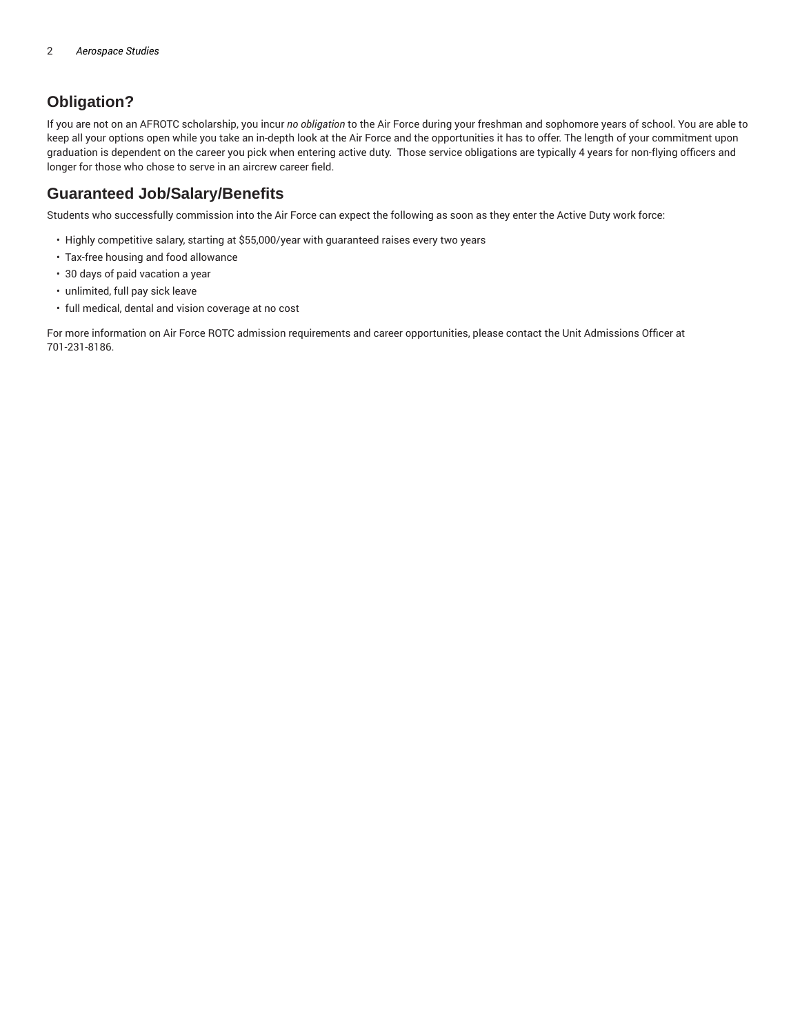## Obligation?

If you are not on an AFROTC scholarship, you incur *no obligation* to the Air Force during your freshman and sophomore years of school. You are able to keep all your options open while you take an in-depth look at the Air Force and the opportunities it has to offer. The length of your commitment upon graduation is dependent on the career you pick when entering active duty. Those service obligations are typically 4 years for non-flying officers and longer for those who chose to serve in an aircrew career field.

## Guaranteed Job/Salary/Benefits

Students who successfully commission into the Air Force can expect the following as soon as they enter the Active Duty work force:

- Highly competitive salary, starting at $55,000/year with guaranteed raises every two years
- Tax-free housing and food allowance
- 30 days of paid vacation a year
- unlimited, full pay sick leave
- full medical, dental and vision coverage at no cost

For more information on Air Force ROTC admission requirements and career opportunities, please contact the Unit Admissions Officer at 701-231-8186.